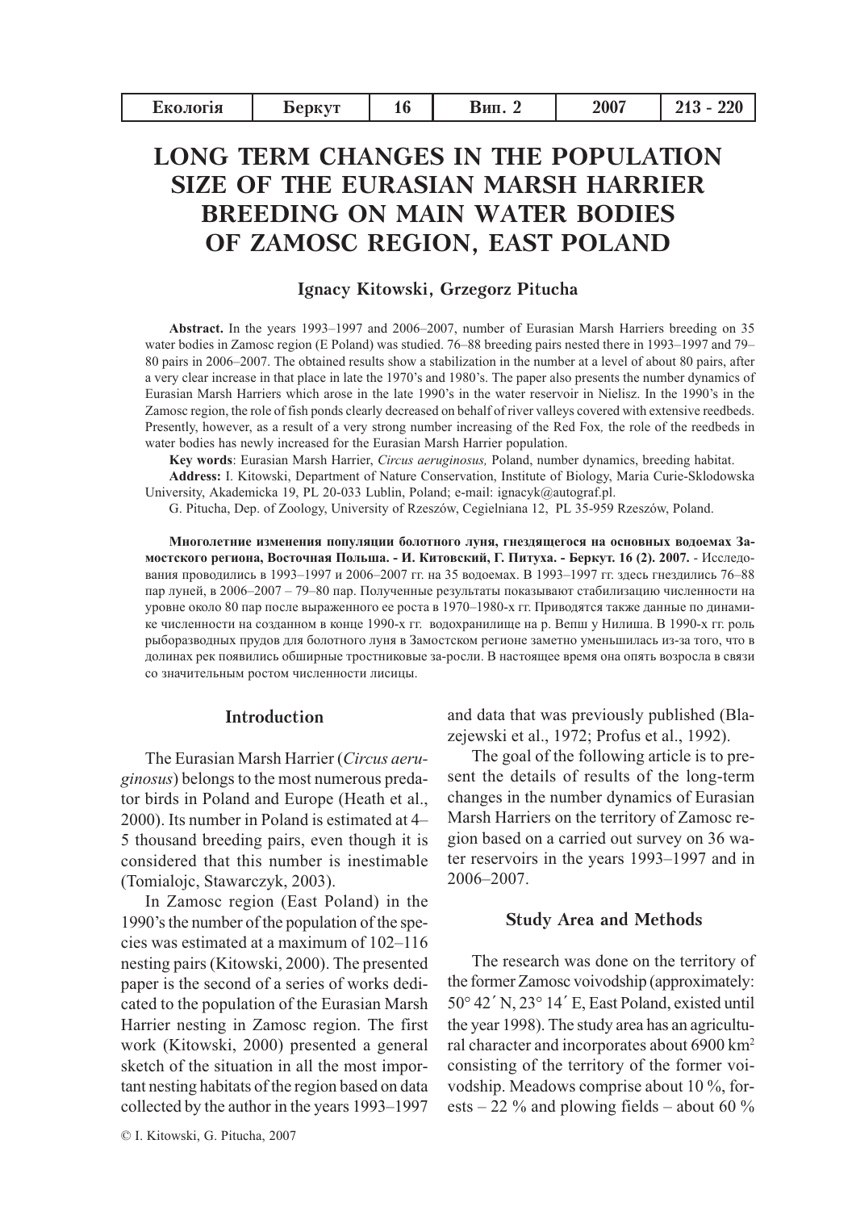# LONG TERM CHANGES IN THE POPULATION SIZE OF THE EURASIAN MARSH HARRIER BREEDING ON MAIN WATER BODIES OF ZAMOSC REGION, EAST POLAND

**Ignacy Kitowski, Grzegorz Pitucha**

**Abstract.** In the years 1993–1997 and 2006–2007, number of Eurasian Marsh Harriers breeding on 35 water bodies in Zamosc region (E Poland) was studied. 76–88 breeding pairs nested there in 1993–1997 and 79–80 pairs in 2006–2007. The obtained results show a stabilization in the number at a level of about 80 pairs, after a very clear increase in that place in late the 1970's and 1980's. The paper also presents the number dynamics of Eurasian Marsh Harriers which arose in the late 1990's in the water reservoir in Nielisz. In the 1990's in the Zamosc region, the role of fish ponds clearly decreased on behalf of river valleys covered with extensive reedbeds. Presently, however, as a result of a very strong number increasing of the Red Fox, the role of the reedbeds in water bodies has newly increased for the Eurasian Marsh Harrier population.

**Key words**: Eurasian Marsh Harrier, *Circus aeruginosus,* Poland, number dynamics, breeding habitat.

**Address:** I. Kitowski, Department of Nature Conservation, Institute of Biology, Maria Curie-Sklodowska University, Akademicka 19, PL 20-033 Lublin, Poland; e-mail: ignacyk@autograf.pl.

G. Pitucha, Dep. of Zoology, University of Rzeszów, Cegielniana 12, PL 35-959 Rzeszów, Poland.

**Многолетние изменения популяции болотного луня, гнездящегося на основных водоемах Замостского региона, Восточная Польша. - И. Китовский, Г. Питуха. - Беркут. 16 (2). 2007.** - Исследования проводились в 1993–1997 и 2006–2007 гг. на 35 водоемах. В 1993–1997 гг. здесь гнездились 76–88 пар луней, в 2006–2007 – 79–80 пар. Полученные результаты показывают стабилизацию численности на уровне около 80 пар после выраженного ее роста в 1970–1980-х гг. Приводятся также данные по динамике численности на созданном в конце 1990-х гг. водохранилище на р. Вепш у Нилиша. В 1990-х гг. роль рыборазводных прудов для болотного луня в Замостском регионе заметно уменьшилась из-за того, что в долинах рек появились обширные тростниковые за-росли. В настоящее время она опять возросла в связи со значительным ростом численности лисицы.

## Introduction

The Eurasian Marsh Harrier (*Circus aeruginosus*) belongs to the most numerous predator birds in Poland and Europe (Heath et al., 2000). Its number in Poland is estimated at 4–5 thousand breeding pairs, even though it is considered that this number is inestimable (Tomialojc, Stawarczyk, 2003).

In Zamosc region (East Poland) in the 1990's the number of the population of the species was estimated at a maximum of 102–116 nesting pairs (Kitowski, 2000). The presented paper is the second of a series of works dedicated to the population of the Eurasian Marsh Harrier nesting in Zamosc region. The first work (Kitowski, 2000) presented a general sketch of the situation in all the most important nesting habitats of the region based on data collected by the author in the years 1993–1997 and data that was previously published (Blazejewski et al., 1972; Profus et al., 1992).

The goal of the following article is to present the details of results of the long-term changes in the number dynamics of Eurasian Marsh Harriers on the territory of Zamosc region based on a carried out survey on 36 water reservoirs in the years 1993–1997 and in 2006–2007.

## Study Area and Methods

The research was done on the territory of the former Zamosc voivodship (approximately: 50° 42´ N, 23° 14´ E, East Poland, existed until the year 1998). The study area has an agricultural character and incorporates about 6900 km$^2$ consisting of the territory of the former voivodship. Meadows comprise about 10 %, forests – 22 % and plowing fields – about 60 %

© I. Kitowski, G. Pitucha, 2007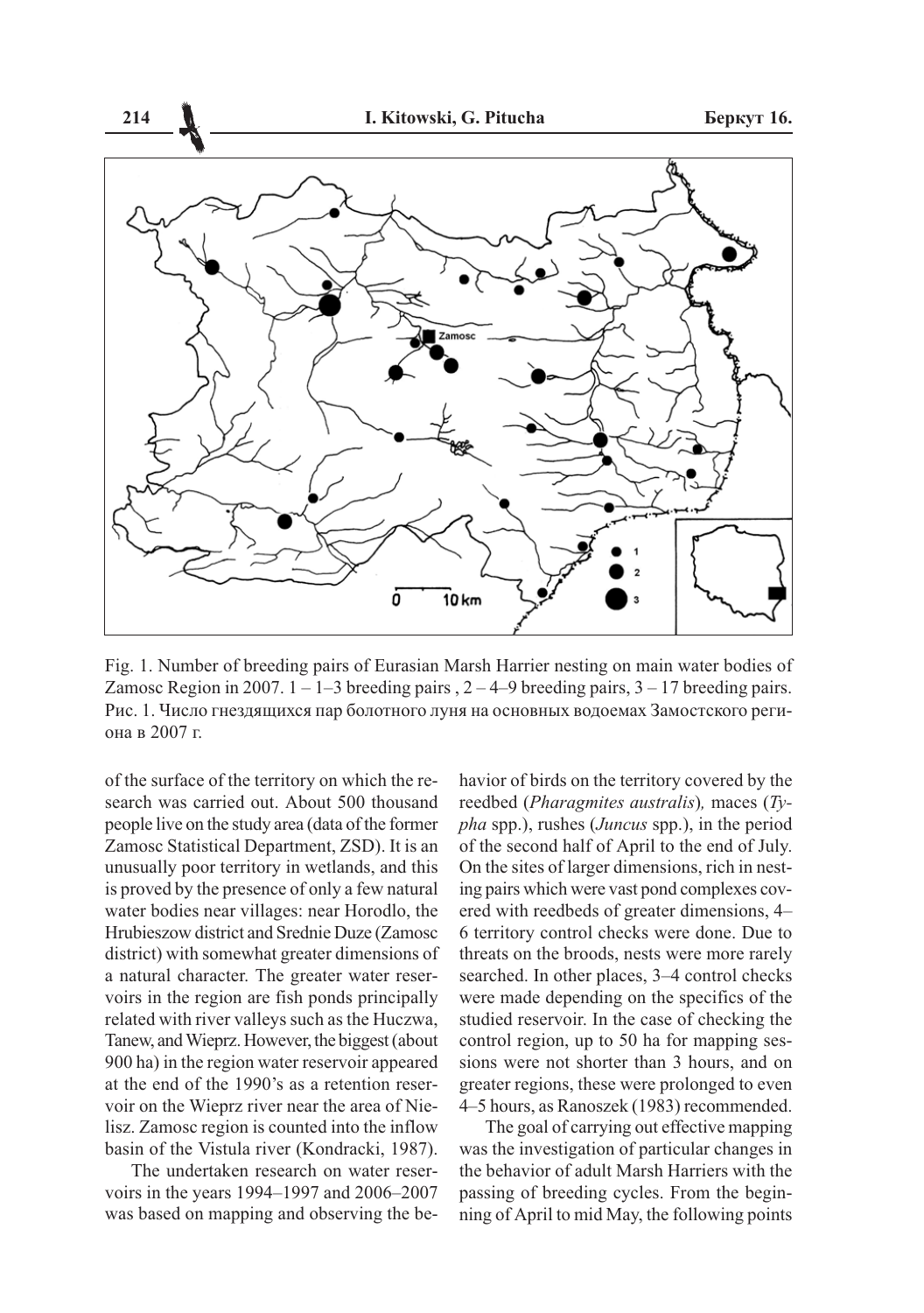Fig. 1. Number of breeding pairs of Eurasian Marsh Harrier nesting on main water bodies of Zamosc Region in 2007. 1 – 1–3 breeding pairs , 2 – 4–9 breeding pairs, 3 – 17 breeding pairs.
Рис. 1. Число гнездящихся пар болотного луня на основных водоемах Замостского региона в 2007 г.

of the surface of the territory on which the research was carried out. About 500 thousand people live on the study area (data of the former Zamosc Statistical Department, ZSD). It is an unusually poor territory in wetlands, and this is proved by the presence of only a few natural water bodies near villages: near Horodlo, the Hrubieszow district and Srednie Duze (Zamosc district) with somewhat greater dimensions of a natural character. The greater water reservoirs in the region are fish ponds principally related with river valleys such as the Huczwa, Tanew, and Wieprz. However, the biggest (about 900 ha) in the region water reservoir appeared at the end of the 1990's as a retention reservoir on the Wieprz river near the area of Nielisz. Zamosc region is counted into the inflow basin of the Vistula river (Kondracki, 1987).

The undertaken research on water reservoirs in the years 1994–1997 and 2006–2007 was based on mapping and observing the behavior of birds on the territory covered by the reedbed (*Pharagmites australis*), maces (*Typha* spp.), rushes (*Juncus* spp.), in the period of the second half of April to the end of July. On the sites of larger dimensions, rich in nesting pairs which were vast pond complexes covered with reedbeds of greater dimensions, 4–6 territory control checks were done. Due to threats on the broods, nests were more rarely searched. In other places, 3–4 control checks were made depending on the specifics of the studied reservoir. In the case of checking the control region, up to 50 ha for mapping sessions were not shorter than 3 hours, and on greater regions, these were prolonged to even 4–5 hours, as Ranoszek (1983) recommended.

The goal of carrying out effective mapping was the investigation of particular changes in the behavior of adult Marsh Harriers with the passing of breeding cycles. From the beginning of April to mid May, the following points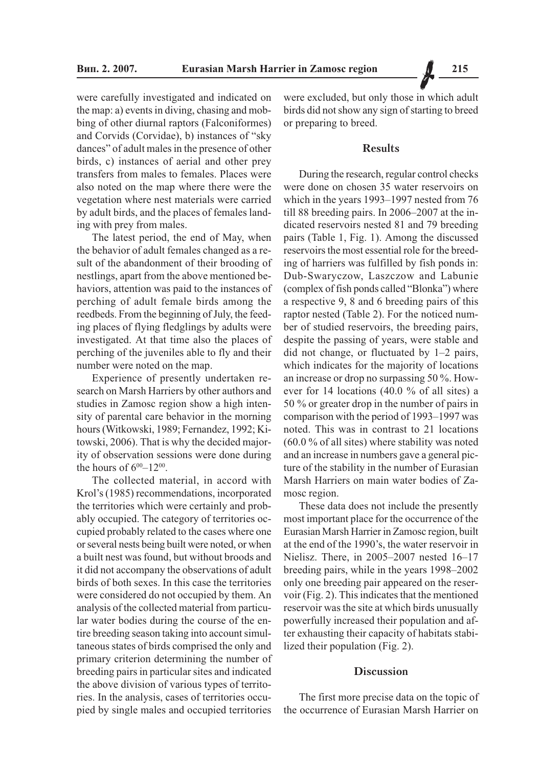were carefully investigated and indicated on the map: a) events in diving, chasing and mobbing of other diurnal raptors (Falconiformes) and Corvids (Corvidae), b) instances of "sky dances" of adult males in the presence of other birds, c) instances of aerial and other prey transfers from males to females. Places were also noted on the map where there were the vegetation where nest materials were carried by adult birds, and the places of females landing with prey from males.

The latest period, the end of May, when the behavior of adult females changed as a result of the abandonment of their brooding of nestlings, apart from the above mentioned behaviors, attention was paid to the instances of perching of adult female birds among the reedbeds. From the beginning of July, the feeding places of flying fledglings by adults were investigated. At that time also the places of perching of the juveniles able to fly and their number were noted on the map.

Experience of presently undertaken research on Marsh Harriers by other authors and studies in Zamosc region show a high intensity of parental care behavior in the morning hours (Witkowski, 1989; Fernandez, 1992; Kitowski, 2006). That is why the decided majority of observation sessions were done during the hours of $6^{00}$–$12^{00}$.

The collected material, in accord with Krol's (1985) recommendations, incorporated the territories which were certainly and probably occupied. The category of territories occupied probably related to the cases where one or several nests being built were noted, or when a built nest was found, but without broods and it did not accompany the observations of adult birds of both sexes. In this case the territories were considered do not occupied by them. An analysis of the collected material from particular water bodies during the course of the entire breeding season taking into account simultaneous states of birds comprised the only and primary criterion determining the number of breeding pairs in particular sites and indicated the above division of various types of territories. In the analysis, cases of territories occupied by single males and occupied territories were excluded, but only those in which adult birds did not show any sign of starting to breed or preparing to breed.

## Results

During the research, regular control checks were done on chosen 35 water reservoirs on which in the years 1993–1997 nested from 76 till 88 breeding pairs. In 2006–2007 at the indicated reservoirs nested 81 and 79 breeding pairs (Table 1, Fig. 1). Among the discussed reservoirs the most essential role for the breeding of harriers was fulfilled by fish ponds in: Dub-Swaryczow, Laszczow and Labunie (complex of fish ponds called "Blonka") where a respective 9, 8 and 6 breeding pairs of this raptor nested (Table 2). For the noticed number of studied reservoirs, the breeding pairs, despite the passing of years, were stable and did not change, or fluctuated by 1–2 pairs, which indicates for the majority of locations an increase or drop no surpassing 50 %. However for 14 locations (40.0 % of all sites) a 50 % or greater drop in the number of pairs in comparison with the period of 1993–1997 was noted. This was in contrast to 21 locations (60.0 % of all sites) where stability was noted and an increase in numbers gave a general picture of the stability in the number of Eurasian Marsh Harriers on main water bodies of Zamosc region.

These data does not include the presently most important place for the occurrence of the Eurasian Marsh Harrier in Zamosc region, built at the end of the 1990's, the water reservoir in Nielisz. There, in 2005–2007 nested 16–17 breeding pairs, while in the years 1998–2002 only one breeding pair appeared on the reservoir (Fig. 2). This indicates that the mentioned reservoir was the site at which birds unusually powerfully increased their population and after exhausting their capacity of habitats stabilized their population (Fig. 2).

## Discussion

The first more precise data on the topic of the occurrence of Eurasian Marsh Harrier on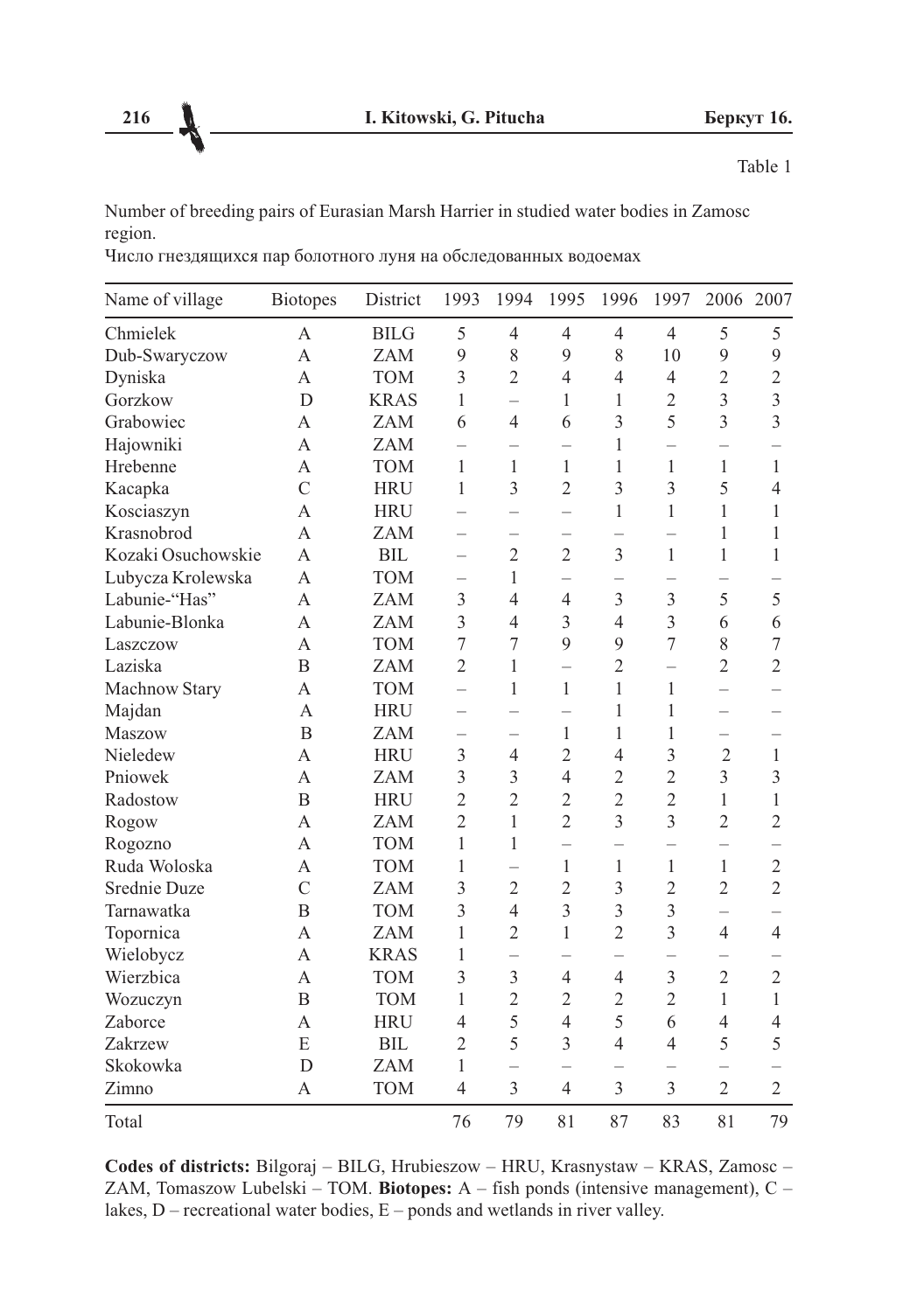Table 1

Number of breeding pairs of Eurasian Marsh Harrier in studied water bodies in Zamosc region.

Число гнездящихся пар болотного луня на обследованных водоемах

| Name of village | Biotopes | District | 1993 | 1994 | 1995 | 1996 | 1997 | 2006 | 2007 |
|---|---|---|---|---|---|---|---|---|---|
| Chmielek | A | BILG | 5 | 4 | 4 | 4 | 4 | 5 | 5 |
| Dub-Swaryczow | A | ZAM | 9 | 8 | 9 | 8 | 10 | 9 | 9 |
| Dyniska | A | TOM | 3 | 2 | 4 | 4 | 4 | 2 | 2 |
| Gorzkow | D | KRAS | 1 | – | 1 | 1 | 2 | 3 | 3 |
| Grabowiec | A | ZAM | 6 | 4 | 6 | 3 | 5 | 3 | 3 |
| Hajowniki | A | ZAM | – | – | – | 1 | – | – | – |
| Hrebenne | A | TOM | 1 | 1 | 1 | 1 | 1 | 1 | 1 |
| Kacapka | C | HRU | 1 | 3 | 2 | 3 | 3 | 5 | 4 |
| Kosciaszyn | A | HRU | – | – | – | 1 | 1 | 1 | 1 |
| Krasnobrod | A | ZAM | – | – | – | – | – | 1 | 1 |
| Kozaki Osuchowskie | A | BIL | – | 2 | 2 | 3 | 1 | 1 | 1 |
| Lubycza Krolewska | A | TOM | – | 1 | – | – | – | – | – |
| Labunie-"Has" | A | ZAM | 3 | 4 | 4 | 3 | 3 | 5 | 5 |
| Labunie-Blonka | A | ZAM | 3 | 4 | 3 | 4 | 3 | 6 | 6 |
| Laszczow | A | TOM | 7 | 7 | 9 | 9 | 7 | 8 | 7 |
| Laziska | B | ZAM | 2 | 1 | – | 2 | – | 2 | 2 |
| Machnow Stary | A | TOM | – | 1 | 1 | 1 | 1 | – | – |
| Majdan | A | HRU | – | – | – | 1 | 1 | – | – |
| Maszow | B | ZAM | – | – | 1 | 1 | 1 | – | – |
| Nieledew | A | HRU | 3 | 4 | 2 | 4 | 3 | 2 | 1 |
| Pniowek | A | ZAM | 3 | 3 | 4 | 2 | 2 | 3 | 3 |
| Radostow | B | HRU | 2 | 2 | 2 | 2 | 2 | 1 | 1 |
| Rogow | A | ZAM | 2 | 1 | 2 | 3 | 3 | 2 | 2 |
| Rogozno | A | TOM | 1 | 1 | – | – | – | – | – |
| Ruda Woloska | A | TOM | 1 | – | 1 | 1 | 1 | 1 | 2 |
| Srednie Duze | C | ZAM | 3 | 2 | 2 | 3 | 2 | 2 | 2 |
| Tarnawatka | B | TOM | 3 | 4 | 3 | 3 | 3 | – | – |
| Topornica | A | ZAM | 1 | 2 | 1 | 2 | 3 | 4 | 4 |
| Wielobycz | A | KRAS | 1 | – | – | – | – | – | – |
| Wierzbica | A | TOM | 3 | 3 | 4 | 4 | 3 | 2 | 2 |
| Wozuczyn | B | TOM | 1 | 2 | 2 | 2 | 2 | 1 | 1 |
| Zaborce | A | HRU | 4 | 5 | 4 | 5 | 6 | 4 | 4 |
| Zakrzew | E | BIL | 2 | 5 | 3 | 4 | 4 | 5 | 5 |
| Skokowka | D | ZAM | 1 | – | – | – | – | – | – |
| Zimno | A | TOM | 4 | 3 | 4 | 3 | 3 | 2 | 2 |
| Total | | | 76 | 79 | 81 | 87 | 83 | 81 | 79 |

**Codes of districts:** Bilgoraj – BILG, Hrubieszow – HRU, Krasnystaw – KRAS, Zamosc – ZAM, Tomaszow Lubelski – TOM. **Biotopes:** A – fish ponds (intensive management), C – lakes, D – recreational water bodies, E – ponds and wetlands in river valley.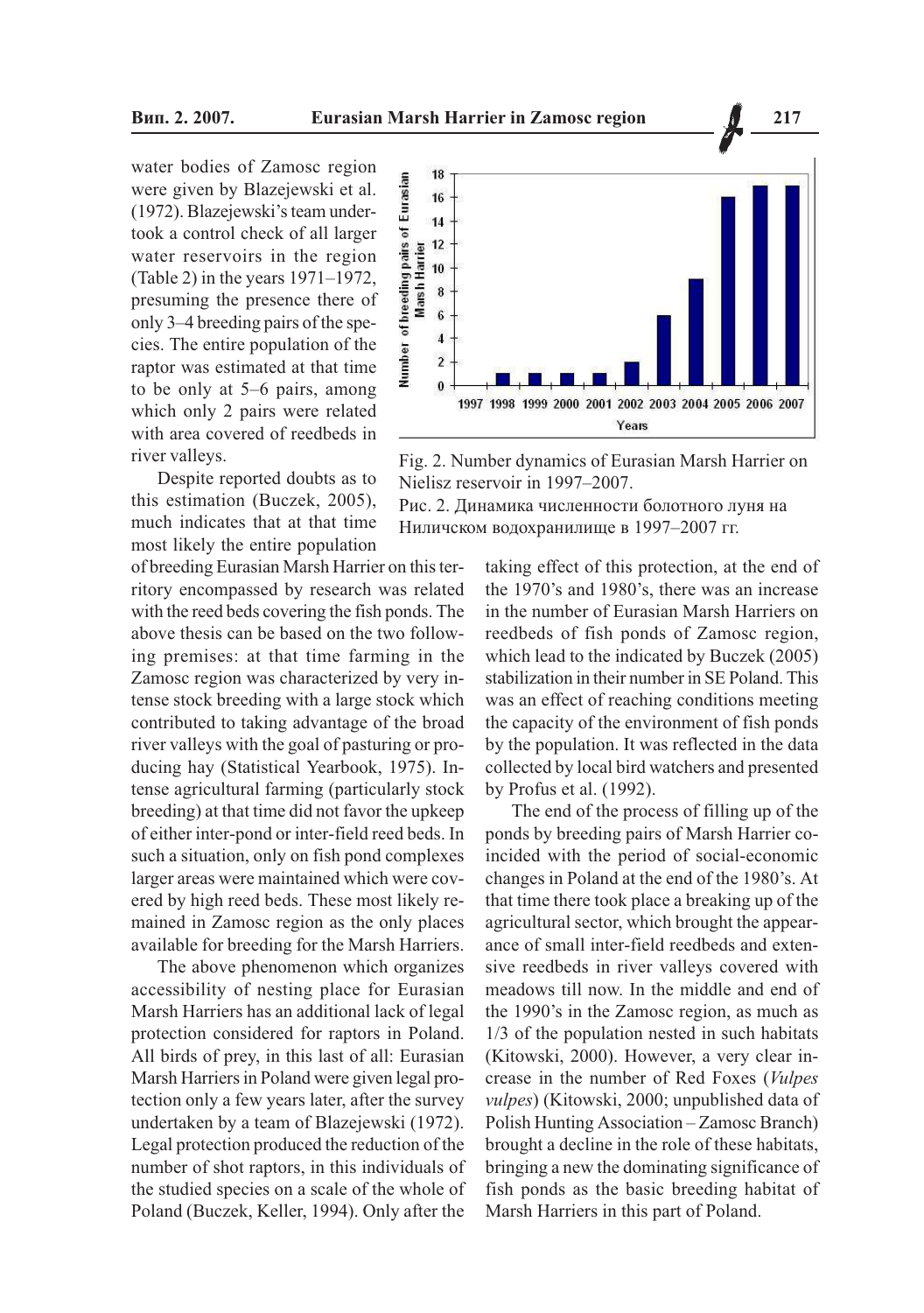water bodies of Zamosc region were given by Blazejewski et al. (1972). Blazejewski's team undertook a control check of all larger water reservoirs in the region (Table 2) in the years 1971–1972, presuming the presence there of only 3–4 breeding pairs of the species. The entire population of the raptor was estimated at that time to be only at 5–6 pairs, among which only 2 pairs were related with area covered of reedbeds in river valleys.

Fig. 2. Number dynamics of Eurasian Marsh Harrier on Nielisz reservoir in 1997–2007.
Рис. 2. Динамика численности болотного луня на Ниличском водохранилище в 1997–2007 гг.

Despite reported doubts as to this estimation (Buczek, 2005), much indicates that at that time most likely the entire population of breeding Eurasian Marsh Harrier on this territory encompassed by research was related with the reed beds covering the fish ponds. The above thesis can be based on the two following premises: at that time farming in the Zamosc region was characterized by very intense stock breeding with a large stock which contributed to taking advantage of the broad river valleys with the goal of pasturing or producing hay (Statistical Yearbook, 1975). Intense agricultural farming (particularly stock breeding) at that time did not favor the upkeep of either inter-pond or inter-field reed beds. In such a situation, only on fish pond complexes larger areas were maintained which were covered by high reed beds. These most likely remained in Zamosc region as the only places available for breeding for the Marsh Harriers.

The above phenomenon which organizes accessibility of nesting place for Eurasian Marsh Harriers has an additional lack of legal protection considered for raptors in Poland. All birds of prey, in this last of all: Eurasian Marsh Harriers in Poland were given legal protection only a few years later, after the survey undertaken by a team of Blazejewski (1972). Legal protection produced the reduction of the number of shot raptors, in this individuals of the studied species on a scale of the whole of Poland (Buczek, Keller, 1994). Only after the taking effect of this protection, at the end of the 1970's and 1980's, there was an increase in the number of Eurasian Marsh Harriers on reedbeds of fish ponds of Zamosc region, which lead to the indicated by Buczek (2005) stabilization in their number in SE Poland. This was an effect of reaching conditions meeting the capacity of the environment of fish ponds by the population. It was reflected in the data collected by local bird watchers and presented by Profus et al. (1992).

The end of the process of filling up of the ponds by breeding pairs of Marsh Harrier coincided with the period of social-economic changes in Poland at the end of the 1980's. At that time there took place a breaking up of the agricultural sector, which brought the appearance of small inter-field reedbeds and extensive reedbeds in river valleys covered with meadows till now. In the middle and end of the 1990's in the Zamosc region, as much as 1/3 of the population nested in such habitats (Kitowski, 2000). However, a very clear increase in the number of Red Foxes (*Vulpes vulpes*) (Kitowski, 2000; unpublished data of Polish Hunting Association – Zamosc Branch) brought a decline in the role of these habitats, bringing a new the dominating significance of fish ponds as the basic breeding habitat of Marsh Harriers in this part of Poland.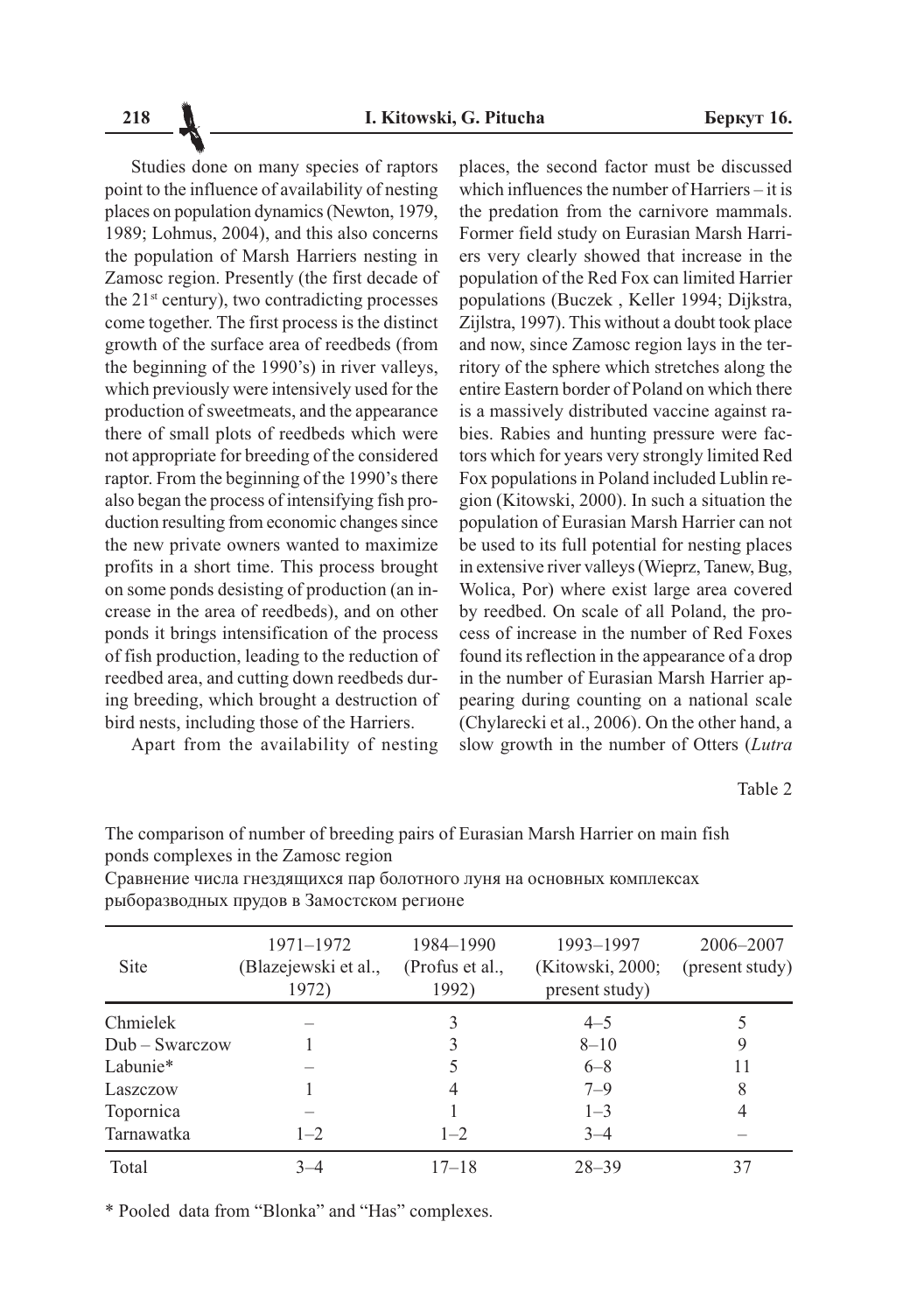Studies done on many species of raptors point to the influence of availability of nesting places on population dynamics (Newton, 1979, 1989; Lohmus, 2004), and this also concerns the population of Marsh Harriers nesting in Zamosc region. Presently (the first decade of the 21st century), two contradicting processes come together. The first process is the distinct growth of the surface area of reedbeds (from the beginning of the 1990's) in river valleys, which previously were intensively used for the production of sweetmeats, and the appearance there of small plots of reedbeds which were not appropriate for breeding of the considered raptor. From the beginning of the 1990's there also began the process of intensifying fish production resulting from economic changes since the new private owners wanted to maximize profits in a short time. This process brought on some ponds desisting of production (an increase in the area of reedbeds), and on other ponds it brings intensification of the process of fish production, leading to the reduction of reedbed area, and cutting down reedbeds during breeding, which brought a destruction of bird nests, including those of the Harriers.

Apart from the availability of nesting places, the second factor must be discussed which influences the number of Harriers – it is the predation from the carnivore mammals. Former field study on Eurasian Marsh Harriers very clearly showed that increase in the population of the Red Fox can limited Harrier populations (Buczek , Keller 1994; Dijkstra, Zijlstra, 1997). This without a doubt took place and now, since Zamosc region lays in the territory of the sphere which stretches along the entire Eastern border of Poland on which there is a massively distributed vaccine against rabies. Rabies and hunting pressure were factors which for years very strongly limited Red Fox populations in Poland included Lublin region (Kitowski, 2000). In such a situation the population of Eurasian Marsh Harrier can not be used to its full potential for nesting places in extensive river valleys (Wieprz, Tanew, Bug, Wolica, Por) where exist large area covered by reedbed. On scale of all Poland, the process of increase in the number of Red Foxes found its reflection in the appearance of a drop in the number of Eurasian Marsh Harrier appearing during counting on a national scale (Chylarecki et al., 2006). On the other hand, a slow growth in the number of Otters (*Lutra*

Table 2

The comparison of number of breeding pairs of Eurasian Marsh Harrier on main fish ponds complexes in the Zamosc region

Сравнение числа гнездящихся пар болотного луня на основных комплексах рыборазводных прудов в Замостском регионе

| Site | 1971–1972 (Blazejewski et al., 1972) | 1984–1990 (Profus et al., 1992) | 1993–1997 (Kitowski, 2000; present study) | 2006–2007 (present study) |
|---|---|---|---|---|
| Chmielek | – | 3 | 4–5 | 5 |
| Dub – Swarczow | 1 | 3 | 8–10 | 9 |
| Labunie* | – | 5 | 6–8 | 11 |
| Laszczow | 1 | 4 | 7–9 | 8 |
| Topornica | – | 1 | 1–3 | 4 |
| Tarnawatka | 1–2 | 1–2 | 3–4 | – |
| Total | 3–4 | 17–18 | 28–39 | 37 |

\* Pooled data from "Blonka" and "Has" complexes.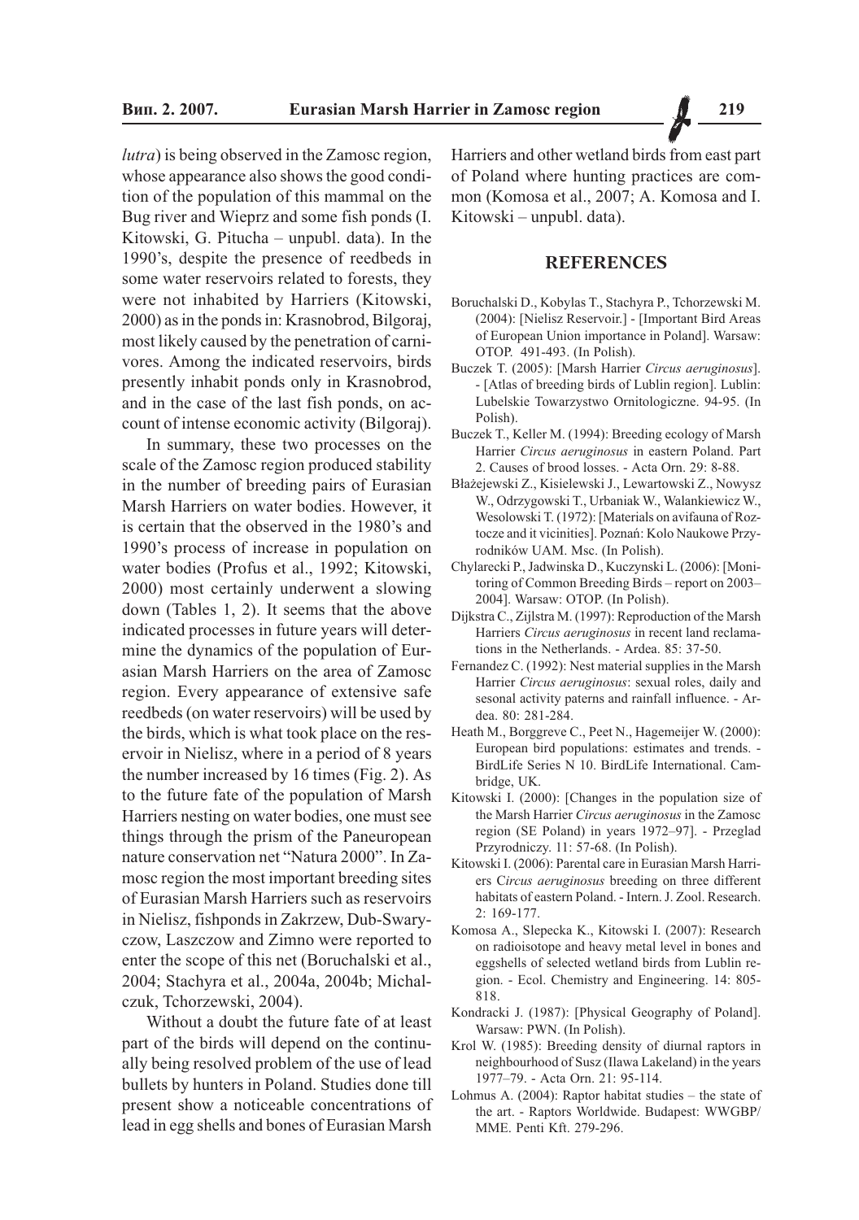*lutra*) is being observed in the Zamosc region, whose appearance also shows the good condition of the population of this mammal on the Bug river and Wieprz and some fish ponds (I. Kitowski, G. Pitucha – unpubl. data). In the 1990's, despite the presence of reedbeds in some water reservoirs related to forests, they were not inhabited by Harriers (Kitowski, 2000) as in the ponds in: Krasnobrod, Bilgoraj, most likely caused by the penetration of carnivores. Among the indicated reservoirs, birds presently inhabit ponds only in Krasnobrod, and in the case of the last fish ponds, on account of intense economic activity (Bilgoraj).

In summary, these two processes on the scale of the Zamosc region produced stability in the number of breeding pairs of Eurasian Marsh Harriers on water bodies. However, it is certain that the observed in the 1980's and 1990's process of increase in population on water bodies (Profus et al., 1992; Kitowski, 2000) most certainly underwent a slowing down (Tables 1, 2). It seems that the above indicated processes in future years will determine the dynamics of the population of Eurasian Marsh Harriers on the area of Zamosc region. Every appearance of extensive safe reedbeds (on water reservoirs) will be used by the birds, which is what took place on the reservoir in Nielisz, where in a period of 8 years the number increased by 16 times (Fig. 2). As to the future fate of the population of Marsh Harriers nesting on water bodies, one must see things through the prism of the Paneuropean nature conservation net "Natura 2000". In Zamosc region the most important breeding sites of Eurasian Marsh Harriers such as reservoirs in Nielisz, fishponds in Zakrzew, Dub-Swaryczow, Laszczow and Zimno were reported to enter the scope of this net (Boruchalski et al., 2004; Stachyra et al., 2004a, 2004b; Michalczuk, Tchorzewski, 2004).

Without a doubt the future fate of at least part of the birds will depend on the continually being resolved problem of the use of lead bullets by hunters in Poland. Studies done till present show a noticeable concentrations of lead in egg shells and bones of Eurasian Marsh Harriers and other wetland birds from east part of Poland where hunting practices are common (Komosa et al., 2007; A. Komosa and I. Kitowski – unpubl. data).

## REFERENCES

Boruchalski D., Kobylas T., Stachyra P., Tchorzewski M. (2004): [Nielisz Reservoir.] - [Important Bird Areas of European Union importance in Poland]. Warsaw: OTOP. 491-493. (In Polish).

Buczek T. (2005): [Marsh Harrier *Circus aeruginosus*]. - [Atlas of breeding birds of Lublin region]. Lublin: Lubelskie Towarzystwo Ornitologiczne. 94-95. (In Polish).

Buczek T., Keller M. (1994): Breeding ecology of Marsh Harrier *Circus aeruginosus* in eastern Poland. Part 2. Causes of brood losses. - Acta Orn. 29: 8-88.

Błażejewski Z., Kisielewski J., Lewartowski Z., Nowysz W., Odrzygowski T., Urbaniak W., Walankiewicz W., Wesolowski T. (1972): [Materials on avifauna of Roztocze and it vicinities]. Poznań: Kolo Naukowe Przyrodników UAM. Msc. (In Polish).

Chylarecki P., Jadwinska D., Kuczynski L. (2006): [Monitoring of Common Breeding Birds – report on 2003–2004]. Warsaw: OTOP. (In Polish).

Dijkstra C., Zijlstra M. (1997): Reproduction of the Marsh Harriers *Circus aeruginosus* in recent land reclamations in the Netherlands. - Ardea. 85: 37-50.

Fernandez C. (1992): Nest material supplies in the Marsh Harrier *Circus aeruginosus*: sexual roles, daily and sesonal activity paterns and rainfall influence. - Ardea. 80: 281-284.

Heath M., Borggreve C., Peet N., Hagemeijer W. (2000): European bird populations: estimates and trends. - BirdLife Series N 10. BirdLife International. Cambridge, UK.

Kitowski I. (2000): [Changes in the population size of the Marsh Harrier *Circus aeruginosus* in the Zamosc region (SE Poland) in years 1972–97]. - Przeglad Przyrodniczy. 11: 57-68. (In Polish).

Kitowski I. (2006): Parental care in Eurasian Marsh Harriers *Circus aeruginosus* breeding on three different habitats of eastern Poland. - Intern. J. Zool. Research. 2: 169-177.

Komosa A., Slepecka K., Kitowski I. (2007): Research on radioisotope and heavy metal level in bones and eggshells of selected wetland birds from Lublin region. - Ecol. Chemistry and Engineering. 14: 805-818.

Kondracki J. (1987): [Physical Geography of Poland]. Warsaw: PWN. (In Polish).

Krol W. (1985): Breeding density of diurnal raptors in neighbourhood of Susz (Ilawa Lakeland) in the years 1977–79. - Acta Orn. 21: 95-114.

Lohmus A. (2004): Raptor habitat studies – the state of the art. - Raptors Worldwide. Budapest: WWGBP/MME. Penti Kft. 279-296.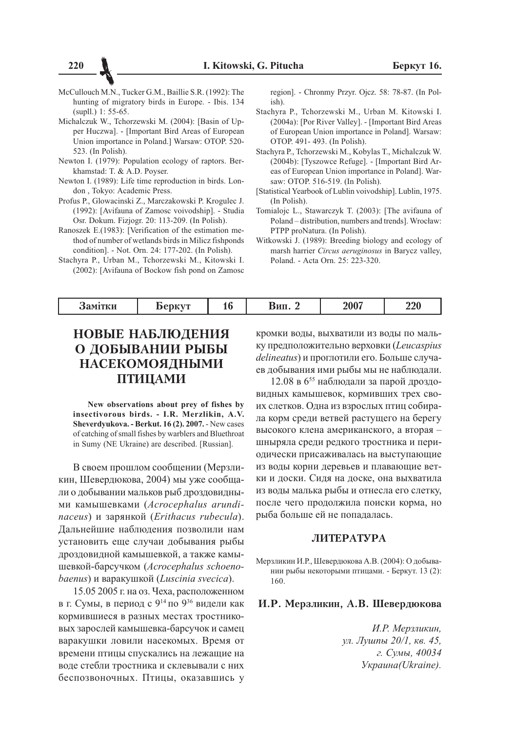McCullouch M.N., Tucker G.M., Baillie S.R. (1992): The hunting of migratory birds in Europe. - Ibis. 134 (suppl.) 1: 55-65.

Michalczuk W., Tchorzewski M. (2004): [Basin of Upper Huczwa]. - [Important Bird Areas of European Union importance in Poland.] Warsaw: OTOP. 520-523. (In Polish).

Newton I. (1979): Population ecology of raptors. Berkhamstad: T. & A.D. Poyser.

Newton I. (1989): Life time reproduction in birds. London , Tokyo: Academic Press.

Profus P., Glowacinski Z., Marczakowski P. Krogulec J. (1992): [Avifauna of Zamosc voivodship]. - Studia Osr. Dokum. Fizjogr. 20: 113-209. (In Polish).

Ranoszek E.(1983): [Verification of the estimation method of number of wetlands birds in Milicz fishponds condition]. - Not. Orn. 24: 177-202. (In Polish).

Stachyra P., Urban M., Tchorzewski M., Kitowski I. (2002): [Avifauna of Bockow fish pond on Zamosc region]. - Chronmy Przyr. Ojcz. 58: 78-87. (In Polish).

Stachyra P., Tchorzewski M., Urban M. Kitowski I. (2004a): [Por River Valley]. - [Important Bird Areas of European Union importance in Poland]. Warsaw: OTOP. 491- 493. (In Polish).

Stachyra P., Tchorzewski M., Kobylas T., Michalczuk W. (2004b): [Tyszowce Refuge]. - [Important Bird Areas of European Union importance in Poland]. Warsaw: OTOP. 516-519. (In Polish).

[Statistical Yearbook of Lublin voivodship]. Lublin, 1975. (In Polish).

Tomialojc L., Stawarczyk T. (2003): [The avifauna of Poland – distribution, numbers and trends]. Wrocław: PTPP proNatura. (In Polish).

Witkowski J. (1989): Breeding biology and ecology of marsh harrier *Circus aeruginosus* in Barycz valley, Poland. - Acta Orn. 25: 223-320.

| Замітки | Беркут | 16 | Вип. 2 | 2007 | 220 |
|---|---|---|---|---|---|

# НОВЫЕ НАБЛЮДЕНИЯ О ДОБЫВАНИИ РЫБЫ НАСЕКОМОЯДНЫМИ ПТИЦАМИ

**New observations about prey of fishes by insectivorous birds. - I.R. Merzlikin, A.V. Sheverdyukova. - Berkut. 16 (2). 2007.** - New cases of catching of small fishes by warblers and Bluethroat in Sumy (NE Ukraine) are described. [Russian].

В своем прошлом сообщении (Мерзликин, Шевердюкова, 2004) мы уже сообщали о добывании мальков рыб дроздовидными камышевками (*Acrocephalus arundinaceus*) и зарянкой (*Erithacus rubecula*). Дальнейшие наблюдения позволили нам установить еще случаи добывания рыбы дроздовидной камышевкой, а также камышевкой-барсучком (*Acrocephalus schoenobaenus*) и варакушкой (*Luscinia svecica*).

15.05 2005 г. на оз. Чеха, расположенном в г. Сумы, в период с $9^{14}$ по $9^{36}$ видели как кормившиеся в разных местах тростниковых зарослей камышевка-барсучок и самец варакушки ловили насекомых. Время от времени птицы спускались на лежащие на воде стебли тростника и склевывали с них беспозвоночных. Птицы, оказавшись у кромки воды, выхватили из воды по мальку предположительно верховки (*Leucaspius delineatus*) и проглотили его. Больше случаев добывания ими рыбы мы не наблюдали.

12.08 в $6^{55}$ наблюдали за парой дроздовидных камышевок, кормивших трех своих слетков. Одна из взрослых птиц собирала корм среди ветвей растущего на берегу высокого клена американского, а вторая – шныряла среди редкого тростника и периодически присаживалась на выступающие из воды корни деревьев и плавающие ветки и доски. Сидя на доске, она выхватила из воды малька рыбы и отнесла его слетку, после чего продолжила поиски корма, но рыба больше ей не попадалась.

## ЛИТЕРАТУРА

Мерзликин И.Р., Шевердюкова А.В. (2004): О добывании рыбы некоторыми птицами. - Беркут. 13 (2): 160.

**И.Р. Мерзликин, А.В. Шевердюкова**

*И.Р. Мерзликин,*
*ул. Лушпы 20/1, кв. 45,*
*г. Сумы, 40034*
*Украина(Ukraine).*